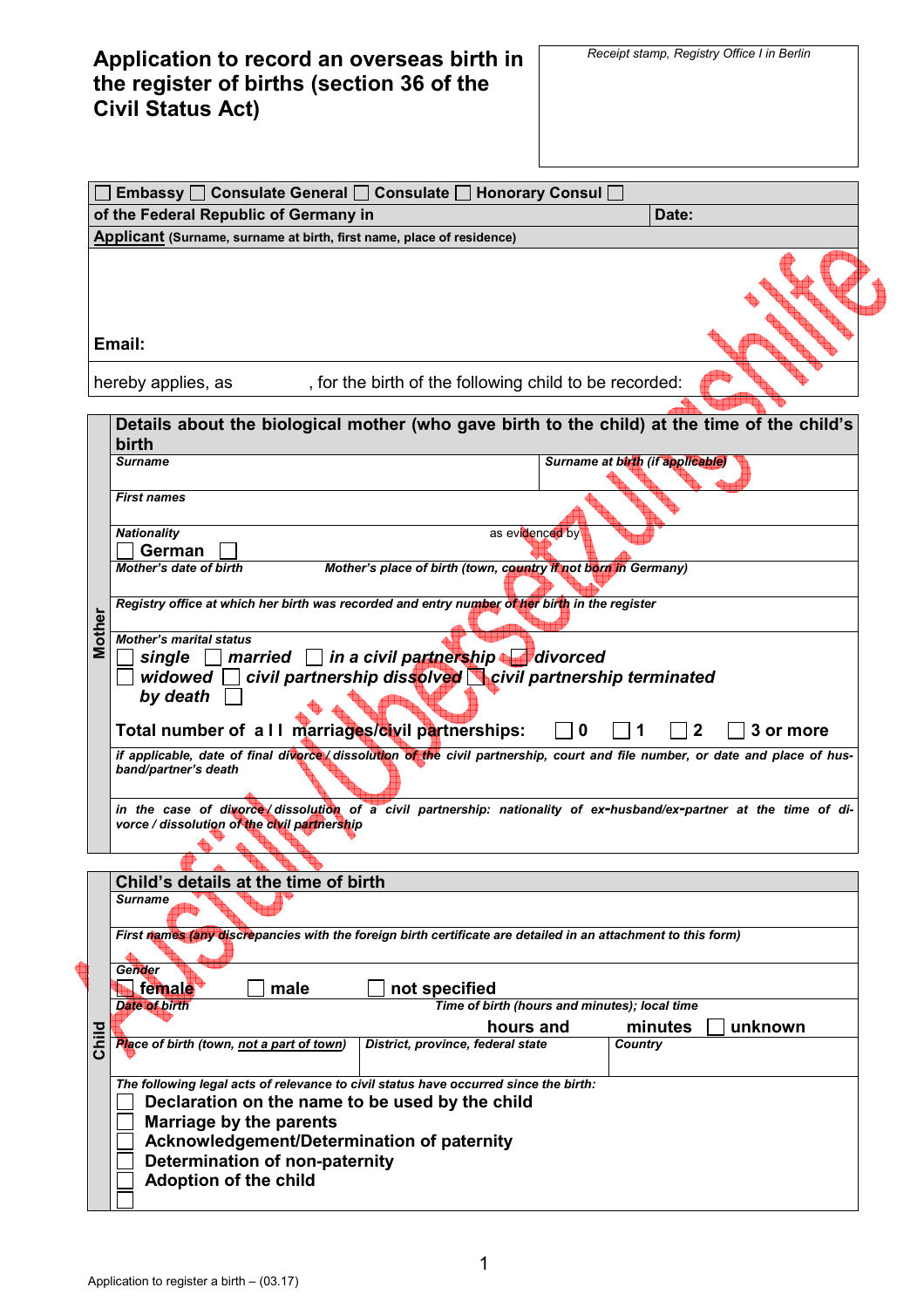# Application to record an overseas birth in the register of births (section 36 of the Civil Status Act)

*Receipt stamp, Registry Office I in Berlin*

☐ Embassy ☐ Consulate General ☐ Consulate ☐ Honorary Consul ☐

**of the Federal Republic of Germany in** | **Date:**

**Applicant** (Surname, surname at birth, first name, place of residence)

**Email:**

hereby applies, as , for the birth of the following child to be recorded:

## Mother

**Details about the biological mother (who gave birth to the child) at the time of the child's birth**

| *Surname* | *Surname at birth (if applicable)* |
|---|---|
| | |

*First names*

*Nationality* — as evidenced by

☐ German ☐

*Mother's date of birth* — *Mother's place of birth (town, country if not born in Germany)*

*Registry office at which her birth was recorded and entry number of her birth in the register*

*Mother's marital status*

☐ *single* ☐ *married* ☐ *in a civil partnership* ☐ *divorced*
☐ *widowed* ☐ *civil partnership dissolved* ☐ *civil partnership terminated by death* ☐

**Total number of all marriages/civil partnerships:** ☐ 0 ☐ 1 ☐ 2 ☐ 3 or more

*if applicable, date of final divorce / dissolution of the civil partnership, court and file number, or date and place of husband/partner's death*

*in the case of divorce / dissolution of a civil partnership: nationality of ex-husband/ex-partner at the time of divorce / dissolution of the civil partnership*

## Child

**Child's details at the time of birth**

*Surname*

*First names (any discrepancies with the foreign birth certificate are detailed in an attachment to this form)*

*Gender*

☐ female ☐ male ☐ not specified

*Date of birth* — *Time of birth (hours and minutes); local time*

hours and minutes ☐ unknown

| *Place of birth (town, not a part of town)* | *District, province, federal state* | *Country* |
|---|---|---|
| | | |

*The following legal acts of relevance to civil status have occurred since the birth:*

☐ Declaration on the name to be used by the child
☐ Marriage by the parents
☐ Acknowledgement/Determination of paternity
☐ Determination of non-paternity
☐ Adoption of the child
☐

Application to register a birth – (03.17)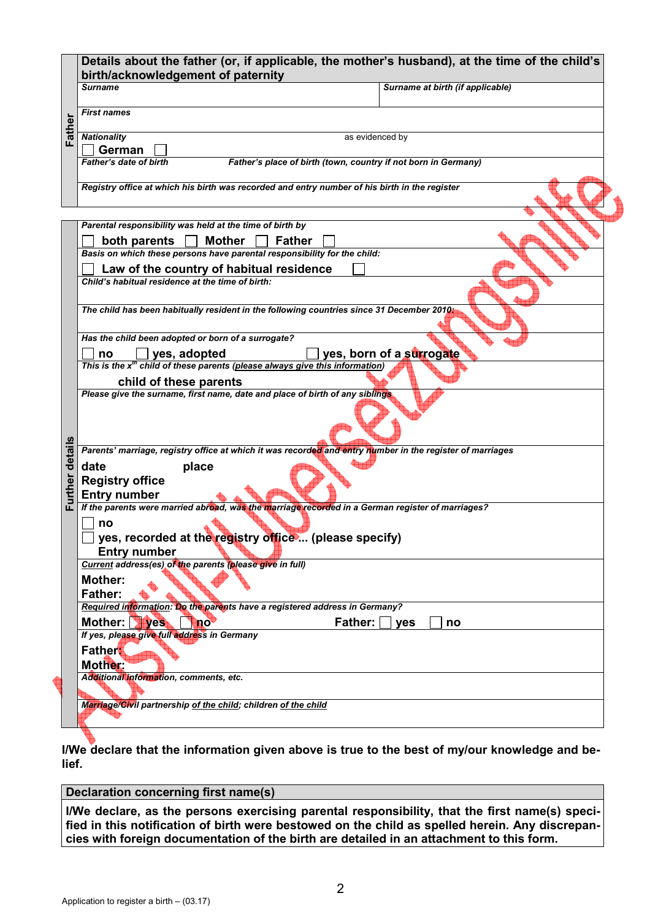| Father | Details about the father (or, if applicable, the mother's husband), at the time of the child's birth/acknowledgement of paternity | |
|---|---|---|
| | *Surname* | *Surname at birth (if applicable)* |
| | *First names* | |
| | *Nationality* ☐ German ☐ | as evidenced by |
| | *Father's date of birth* | *Father's place of birth (town, country if not born in Germany)* |
| | *Registry office at which his birth was recorded and entry number of his birth in the register* | |

| Further details | |
|---|---|
| | *Parental responsibility was held at the time of birth by* ☐ both parents ☐ Mother ☐ Father ☐ |
| | *Basis on which these persons have parental responsibility for the child:* ☐ Law of the country of habitual residence ☐ |
| | *Child's habitual residence at the time of birth:* |
| | *The child has been habitually resident in the following countries since 31 December 2010:* |
| | *Has the child been adopted or born of a surrogate?* ☐ no ☐ yes, adopted ☐ yes, born of a surrogate |
| | *This is the $x^{th}$ child of these parents (please always give this information)* child of these parents |
| | *Please give the surname, first name, date and place of birth of any siblings* |
| | *Parents' marriage, registry office at which it was recorded and entry number in the register of marriages* date place Registry office Entry number |
| | *If the parents were married abroad, was the marriage recorded in a German register of marriages?* ☐ no ☐ yes, recorded at the registry office ... (please specify) Entry number |
| | *Current address(es) of the parents (please give in full)* Mother: Father: |
| | *Required information: Do the parents have a registered address in Germany?* Mother: ☐ yes ☐ no Father: ☐ yes ☐ no |
| | *If yes, please give full address in Germany* Father: Mother: |
| | *Additional information, comments, etc.* |
| | *Marriage/Civil partnership of the child; children of the child* |

**I/We declare that the information given above is true to the best of my/our knowledge and belief.**

| Declaration concerning first name(s) |
|---|
| **I/We declare, as the persons exercising parental responsibility, that the first name(s) specified in this notification of birth were bestowed on the child as spelled herein. Any discrepancies with foreign documentation of the birth are detailed in an attachment to this form.** |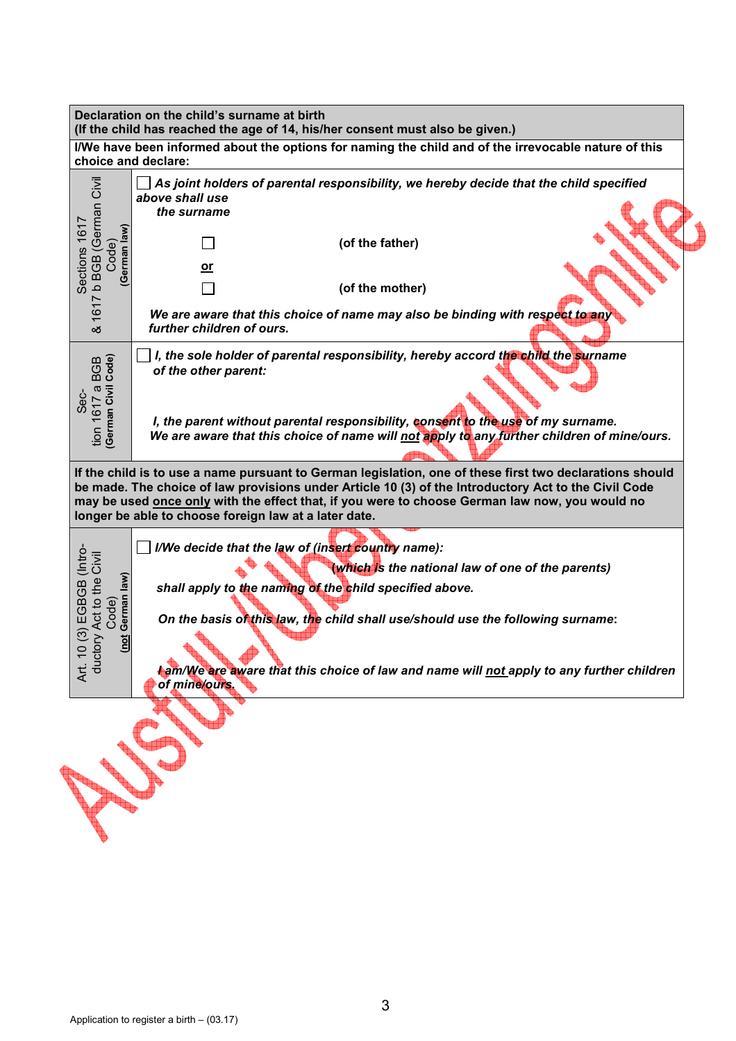| **Declaration on the child's surname at birth** <br> **(If the child has reached the age of 14, his/her consent must also be given.)** | |
|---|---|
| **I/We have been informed about the options for naming the child and of the irrevocable nature of this choice and declare:** | |
| Sections 1617 & 1617 b BGB (German Civil Code) **(German law)** | ☐ ***As joint holders of parental responsibility, we hereby decide that the child specified above shall use the surname*** <br><br> ☐ **(of the father)** <br> **or** <br> ☐ **(of the mother)** <br><br> ***We are aware that this choice of name may also be binding with respect to any further children of ours.*** |
| Section 1617 a BGB **(German Civil Code)** | ☐ ***I, the sole holder of parental responsibility, hereby accord the child the surname of the other parent:*** <br><br> ***I, the parent without parental responsibility, consent to the use of my surname.*** <br> ***We are aware that this choice of name will not apply to any further children of mine/ours.*** |
| **If the child is to use a name pursuant to German legislation, one of these first two declarations should be made. The choice of law provisions under Article 10 (3) of the Introductory Act to the Civil Code may be used once only with the effect that, if you were to choose German law now, you would no longer be able to choose foreign law at a later date.** | |
| Art. 10 (3) EGBGB (Introductory Act to the Civil Code) **(not German law)** | ☐ ***I/We decide that the law of (insert country name):*** <br> ***(which is the national law of one of the parents)*** <br> ***shall apply to the naming of the child specified above.*** <br><br> ***On the basis of this law, the child shall use/should use the following surname:*** <br><br> ***I am/We are aware that this choice of law and name will not apply to any further children of mine/ours.*** |

Application to register a birth – (03.17)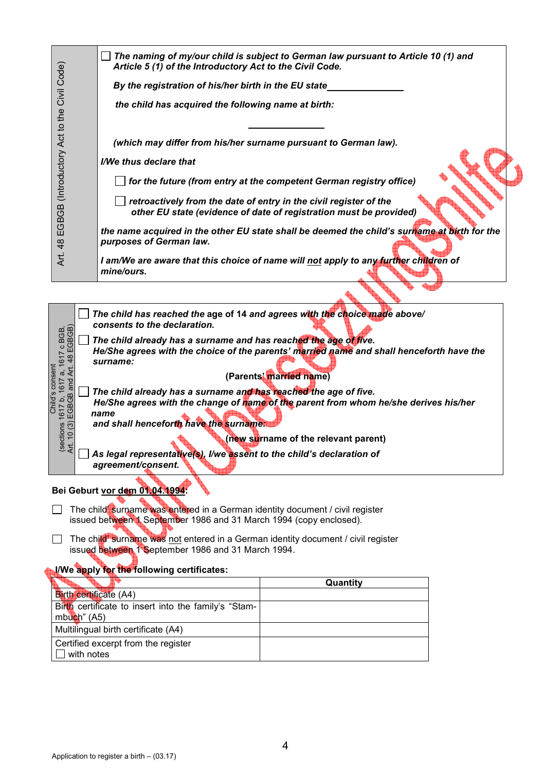**Art. 48 EGBGB (Introductory Act to the Civil Code)**

☐ ***The naming of my/our child is subject to German law pursuant to Article 10 (1) and Article 5 (1) of the Introductory Act to the Civil Code.***

***By the registration of his/her birth in the EU state*** ______________

***the child has acquired the following name at birth:***

______________

***(which may differ from his/her surname pursuant to German law).***

***I/We thus declare that***

☐ ***for the future (from entry at the competent German registry office)***

☐ ***retroactively from the date of entry in the civil register of the other EU state (evidence of date of registration must be provided)***

***the name acquired in the other EU state shall be deemed the child's surname at birth for the purposes of German law.***

***I am/We are aware that this choice of name will not apply to any further children of mine/ours.***

---

**Child's consent (sections 1617 b, 1617 a, 1617 c BGB, Art. 10 (3) EGBGB and Art. 48 EGBGB)**

☐ ***The child has reached the*** **age of 14** ***and agrees with the choice made above/ consents to the declaration.***

☐ ***The child already has a surname and has reached the age of five. He/She agrees with the choice of the parents' married name and shall henceforth have the surname:***

**(Parents' married name)**

☐ ***The child already has a surname and has reached the age of five. He/She agrees with the change of name of the parent from whom he/she derives his/her name and shall henceforth have the surname:***

**(new surname of the relevant parent)**

☐ ***As legal representative(s), I/we assent to the child's declaration of agreement/consent.***

---

**Bei Geburt vor dem 01.04.1994:**

☐ The child' surname was entered in a German identity document / civil register issued between 1 September 1986 and 31 March 1994 (copy enclosed).

☐ The child' surname was not entered in a German identity document / civil register issued between 1 September 1986 and 31 March 1994.

**I/We apply for the following certificates:**

| | Quantity |
|---|---|
| Birth certificate (A4) | |
| Birth certificate to insert into the family's "Stammbuch" (A5) | |
| Multilingual birth certificate (A4) | |
| Certified excerpt from the register ☐ with notes | |

Application to register a birth – (03.17)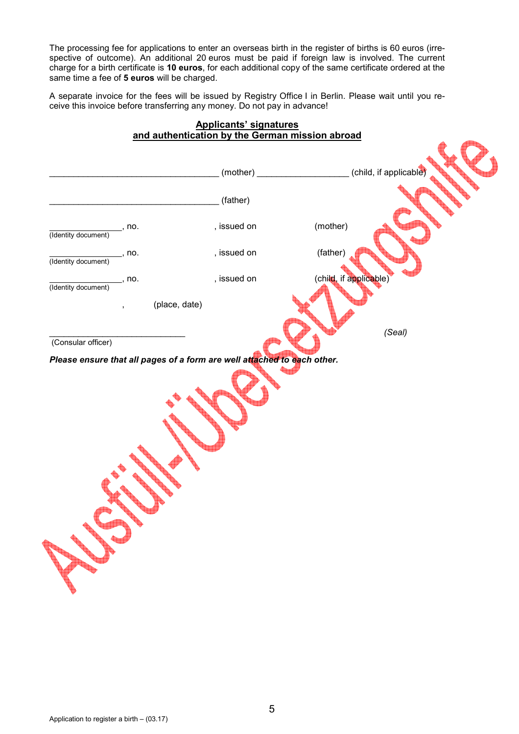The processing fee for applications to enter an overseas birth in the register of births is 60 euros (irrespective of outcome). An additional 20 euros must be paid if foreign law is involved. The current charge for a birth certificate is **10 euros**, for each additional copy of the same certificate ordered at the same time a fee of **5 euros** will be charged.

A separate invoice for the fees will be issued by Registry Office I in Berlin. Please wait until you receive this invoice before transferring any money. Do not pay in advance!

## Applicants' signatures and authentication by the German mission abroad

___________________________________ (mother) ___________________ (child, if applicable)

___________________________________ (father)

________________, no. , issued on (mother)
(Identity document)

________________, no. , issued on (father)
(Identity document)

________________, no. , issued on (child, if applicable)
(Identity document)

, (place, date)

____________________________ *(Seal)*
(Consular officer)

***Please ensure that all pages of a form are well attached to each other.***

Ausfüll-/Übersetzungshilfe

Application to register a birth – (03.17)